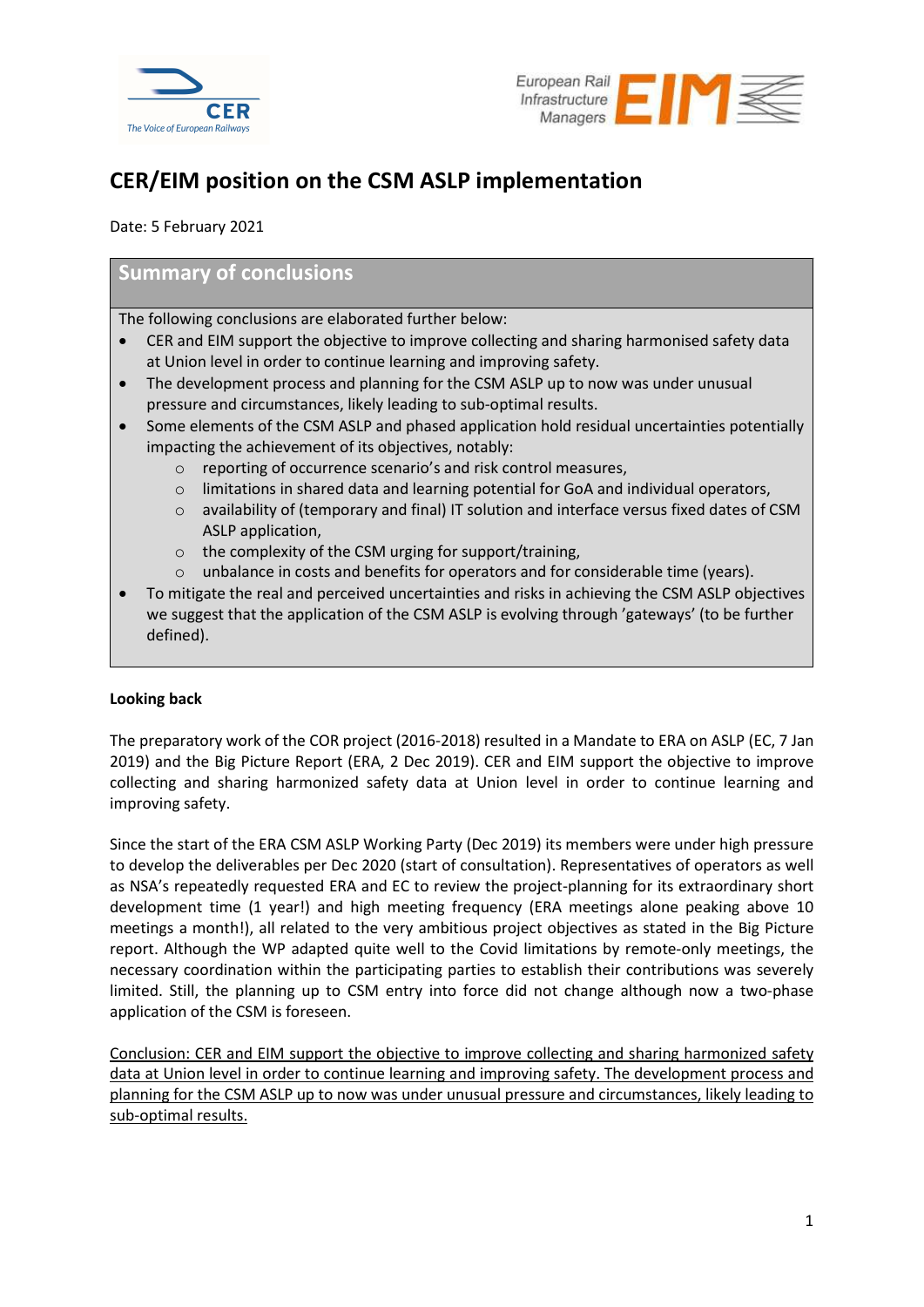# CER/EIM position on the CSM ASLP implementation

Date: 5 February 2021

## Summary of conclusions

The following conclusions are elaborated further below:

- CER and EIM support the objective to improve collecting and sharing harmonised safety data at Union level in order to continue learning and improving safety.
- The development process and planning for the CSM ASLP up to now was under unusual pressure and circumstances, likely leading to sub-optimal results.
- Some elements of the CSM ASLP and phased application hold residual uncertainties potentially impacting the achievement of its objectives, notably:
  - reporting of occurrence scenario's and risk control measures,
  - limitations in shared data and learning potential for GoA and individual operators,
  - availability of (temporary and final) IT solution and interface versus fixed dates of CSM ASLP application,
  - the complexity of the CSM urging for support/training,
  - unbalance in costs and benefits for operators and for considerable time (years).
- To mitigate the real and perceived uncertainties and risks in achieving the CSM ASLP objectives we suggest that the application of the CSM ASLP is evolving through 'gateways' (to be further defined).

**Looking back**

The preparatory work of the COR project (2016-2018) resulted in a Mandate to ERA on ASLP (EC, 7 Jan 2019) and the Big Picture Report (ERA, 2 Dec 2019). CER and EIM support the objective to improve collecting and sharing harmonized safety data at Union level in order to continue learning and improving safety.

Since the start of the ERA CSM ASLP Working Party (Dec 2019) its members were under high pressure to develop the deliverables per Dec 2020 (start of consultation). Representatives of operators as well as NSA's repeatedly requested ERA and EC to review the project-planning for its extraordinary short development time (1 year!) and high meeting frequency (ERA meetings alone peaking above 10 meetings a month!), all related to the very ambitious project objectives as stated in the Big Picture report. Although the WP adapted quite well to the Covid limitations by remote-only meetings, the necessary coordination within the participating parties to establish their contributions was severely limited. Still, the planning up to CSM entry into force did not change although now a two-phase application of the CSM is foreseen.

<u>Conclusion: CER and EIM support the objective to improve collecting and sharing harmonized safety data at Union level in order to continue learning and improving safety. The development process and planning for the CSM ASLP up to now was under unusual pressure and circumstances, likely leading to sub-optimal results.</u>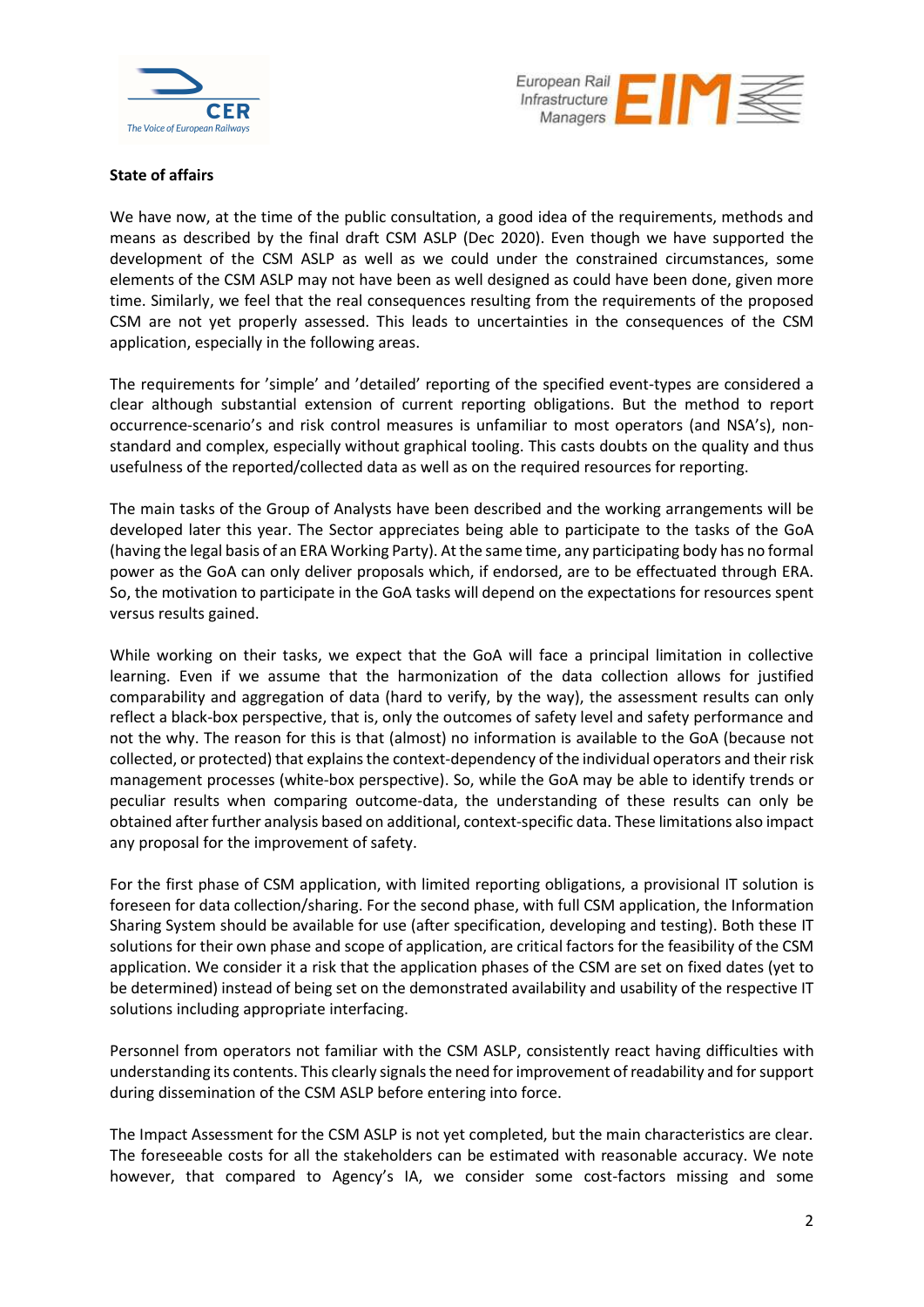**State of affairs**

We have now, at the time of the public consultation, a good idea of the requirements, methods and means as described by the final draft CSM ASLP (Dec 2020). Even though we have supported the development of the CSM ASLP as well as we could under the constrained circumstances, some elements of the CSM ASLP may not have been as well designed as could have been done, given more time. Similarly, we feel that the real consequences resulting from the requirements of the proposed CSM are not yet properly assessed. This leads to uncertainties in the consequences of the CSM application, especially in the following areas.

The requirements for 'simple' and 'detailed' reporting of the specified event-types are considered a clear although substantial extension of current reporting obligations. But the method to report occurrence-scenario's and risk control measures is unfamiliar to most operators (and NSA's), non-standard and complex, especially without graphical tooling. This casts doubts on the quality and thus usefulness of the reported/collected data as well as on the required resources for reporting.

The main tasks of the Group of Analysts have been described and the working arrangements will be developed later this year. The Sector appreciates being able to participate to the tasks of the GoA (having the legal basis of an ERA Working Party). At the same time, any participating body has no formal power as the GoA can only deliver proposals which, if endorsed, are to be effectuated through ERA. So, the motivation to participate in the GoA tasks will depend on the expectations for resources spent versus results gained.

While working on their tasks, we expect that the GoA will face a principal limitation in collective learning. Even if we assume that the harmonization of the data collection allows for justified comparability and aggregation of data (hard to verify, by the way), the assessment results can only reflect a black-box perspective, that is, only the outcomes of safety level and safety performance and not the why. The reason for this is that (almost) no information is available to the GoA (because not collected, or protected) that explains the context-dependency of the individual operators and their risk management processes (white-box perspective). So, while the GoA may be able to identify trends or peculiar results when comparing outcome-data, the understanding of these results can only be obtained after further analysis based on additional, context-specific data. These limitations also impact any proposal for the improvement of safety.

For the first phase of CSM application, with limited reporting obligations, a provisional IT solution is foreseen for data collection/sharing. For the second phase, with full CSM application, the Information Sharing System should be available for use (after specification, developing and testing). Both these IT solutions for their own phase and scope of application, are critical factors for the feasibility of the CSM application. We consider it a risk that the application phases of the CSM are set on fixed dates (yet to be determined) instead of being set on the demonstrated availability and usability of the respective IT solutions including appropriate interfacing.

Personnel from operators not familiar with the CSM ASLP, consistently react having difficulties with understanding its contents. This clearly signals the need for improvement of readability and for support during dissemination of the CSM ASLP before entering into force.

The Impact Assessment for the CSM ASLP is not yet completed, but the main characteristics are clear. The foreseeable costs for all the stakeholders can be estimated with reasonable accuracy. We note however, that compared to Agency's IA, we consider some cost-factors missing and some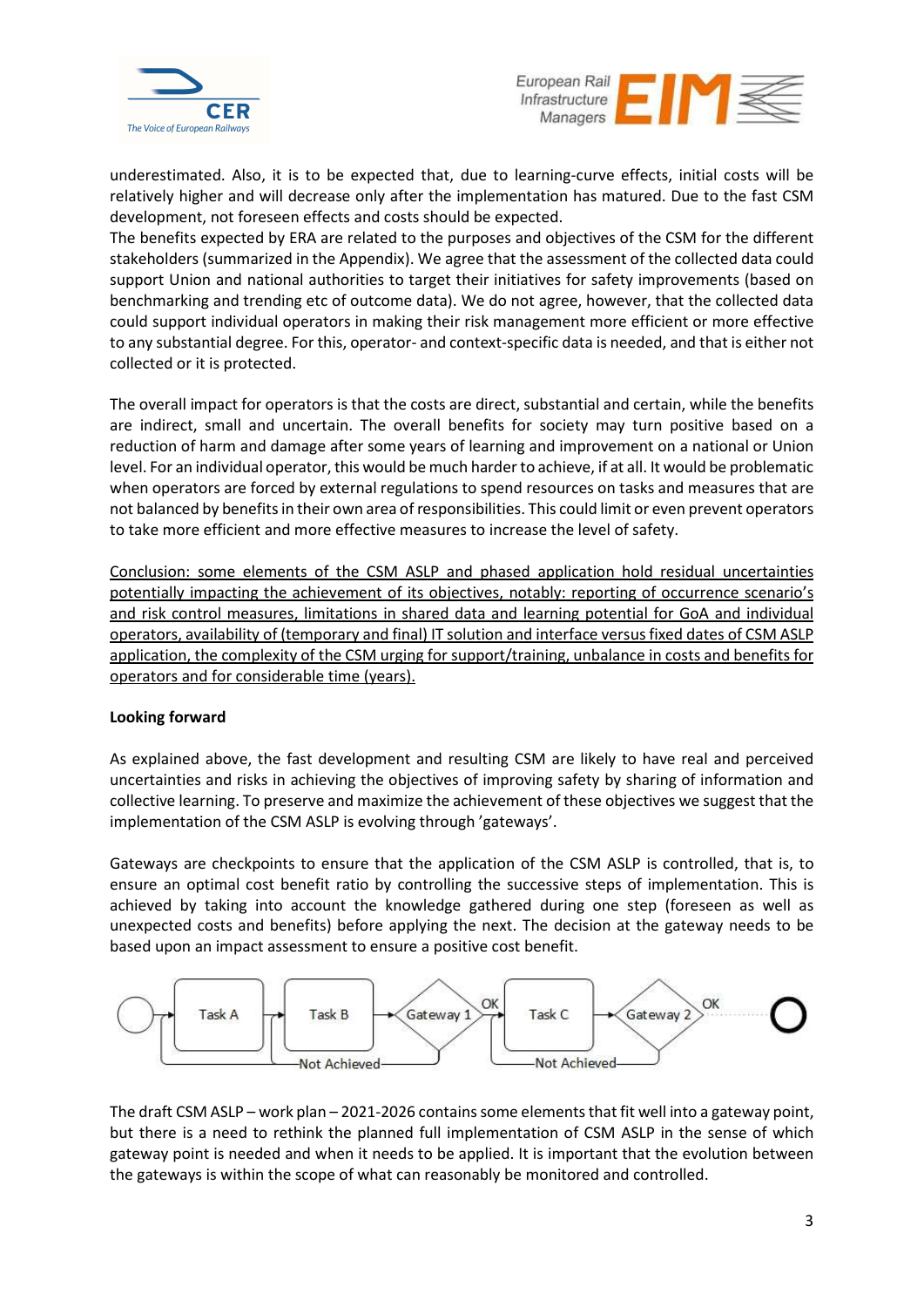underestimated. Also, it is to be expected that, due to learning-curve effects, initial costs will be relatively higher and will decrease only after the implementation has matured. Due to the fast CSM development, not foreseen effects and costs should be expected.
The benefits expected by ERA are related to the purposes and objectives of the CSM for the different stakeholders (summarized in the Appendix). We agree that the assessment of the collected data could support Union and national authorities to target their initiatives for safety improvements (based on benchmarking and trending etc of outcome data). We do not agree, however, that the collected data could support individual operators in making their risk management more efficient or more effective to any substantial degree. For this, operator- and context-specific data is needed, and that is either not collected or it is protected.

The overall impact for operators is that the costs are direct, substantial and certain, while the benefits are indirect, small and uncertain. The overall benefits for society may turn positive based on a reduction of harm and damage after some years of learning and improvement on a national or Union level. For an individual operator, this would be much harder to achieve, if at all. It would be problematic when operators are forced by external regulations to spend resources on tasks and measures that are not balanced by benefits in their own area of responsibilities. This could limit or even prevent operators to take more efficient and more effective measures to increase the level of safety.

<u>Conclusion: some elements of the CSM ASLP and phased application hold residual uncertainties potentially impacting the achievement of its objectives, notably: reporting of occurrence scenario's and risk control measures, limitations in shared data and learning potential for GoA and individual operators, availability of (temporary and final) IT solution and interface versus fixed dates of CSM ASLP application, the complexity of the CSM urging for support/training, unbalance in costs and benefits for operators and for considerable time (years).</u>

**Looking forward**

As explained above, the fast development and resulting CSM are likely to have real and perceived uncertainties and risks in achieving the objectives of improving safety by sharing of information and collective learning. To preserve and maximize the achievement of these objectives we suggest that the implementation of the CSM ASLP is evolving through 'gateways'.

Gateways are checkpoints to ensure that the application of the CSM ASLP is controlled, that is, to ensure an optimal cost benefit ratio by controlling the successive steps of implementation. This is achieved by taking into account the knowledge gathered during one step (foreseen as well as unexpected costs and benefits) before applying the next. The decision at the gateway needs to be based upon an impact assessment to ensure a positive cost benefit.

Task A → Task B → Gateway 1 (OK / Not Achieved) → Task C → Gateway 2 (OK / Not Achieved)

The draft CSM ASLP – work plan – 2021-2026 contains some elements that fit well into a gateway point, but there is a need to rethink the planned full implementation of CSM ASLP in the sense of which gateway point is needed and when it needs to be applied. It is important that the evolution between the gateways is within the scope of what can reasonably be monitored and controlled.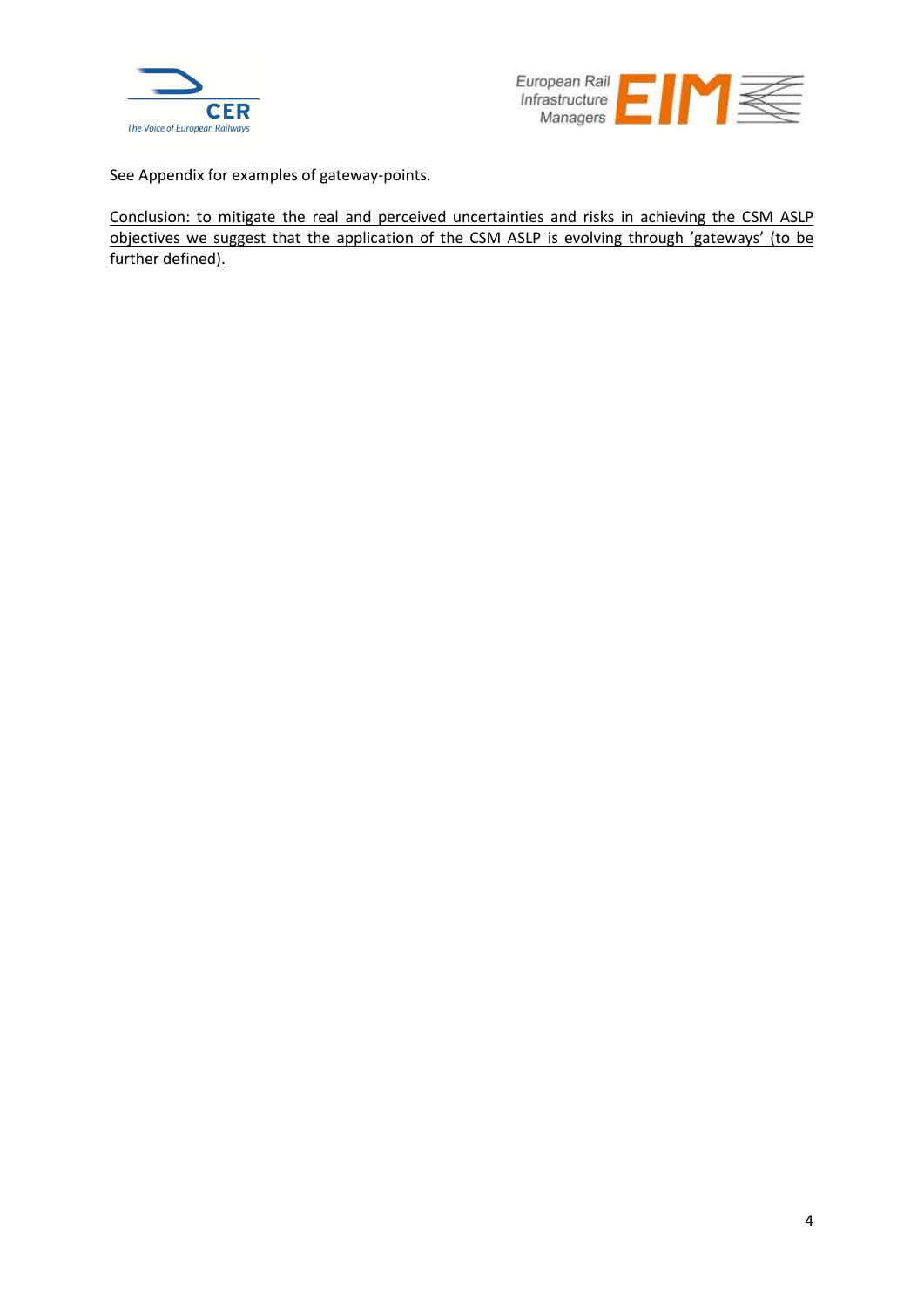See Appendix for examples of gateway-points.

<u>Conclusion: to mitigate the real and perceived uncertainties and risks in achieving the CSM ASLP objectives we suggest that the application of the CSM ASLP is evolving through 'gateways' (to be further defined).</u>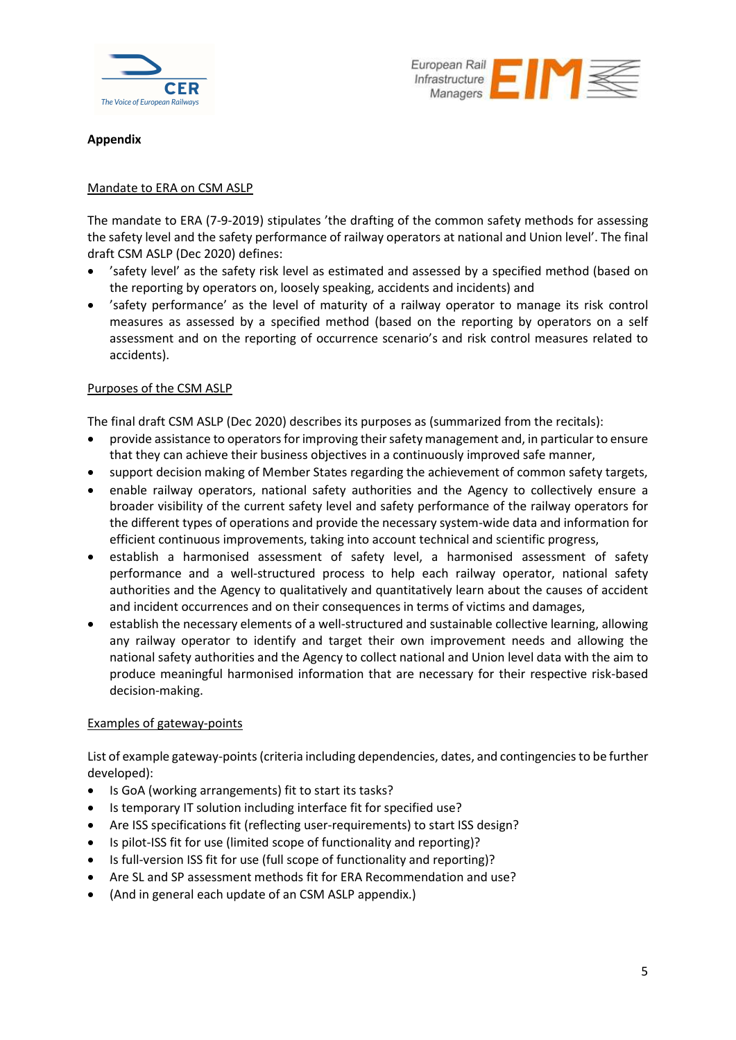**Appendix**

Mandate to ERA on CSM ASLP

The mandate to ERA (7-9-2019) stipulates 'the drafting of the common safety methods for assessing the safety level and the safety performance of railway operators at national and Union level'. The final draft CSM ASLP (Dec 2020) defines:

- 'safety level' as the safety risk level as estimated and assessed by a specified method (based on the reporting by operators on, loosely speaking, accidents and incidents) and
- 'safety performance' as the level of maturity of a railway operator to manage its risk control measures as assessed by a specified method (based on the reporting by operators on a self assessment and on the reporting of occurrence scenario's and risk control measures related to accidents).

Purposes of the CSM ASLP

The final draft CSM ASLP (Dec 2020) describes its purposes as (summarized from the recitals):

- provide assistance to operators for improving their safety management and, in particular to ensure that they can achieve their business objectives in a continuously improved safe manner,
- support decision making of Member States regarding the achievement of common safety targets,
- enable railway operators, national safety authorities and the Agency to collectively ensure a broader visibility of the current safety level and safety performance of the railway operators for the different types of operations and provide the necessary system-wide data and information for efficient continuous improvements, taking into account technical and scientific progress,
- establish a harmonised assessment of safety level, a harmonised assessment of safety performance and a well-structured process to help each railway operator, national safety authorities and the Agency to qualitatively and quantitatively learn about the causes of accident and incident occurrences and on their consequences in terms of victims and damages,
- establish the necessary elements of a well-structured and sustainable collective learning, allowing any railway operator to identify and target their own improvement needs and allowing the national safety authorities and the Agency to collect national and Union level data with the aim to produce meaningful harmonised information that are necessary for their respective risk-based decision-making.

Examples of gateway-points

List of example gateway-points (criteria including dependencies, dates, and contingencies to be further developed):

- Is GoA (working arrangements) fit to start its tasks?
- Is temporary IT solution including interface fit for specified use?
- Are ISS specifications fit (reflecting user-requirements) to start ISS design?
- Is pilot-ISS fit for use (limited scope of functionality and reporting)?
- Is full-version ISS fit for use (full scope of functionality and reporting)?
- Are SL and SP assessment methods fit for ERA Recommendation and use?
- (And in general each update of an CSM ASLP appendix.)